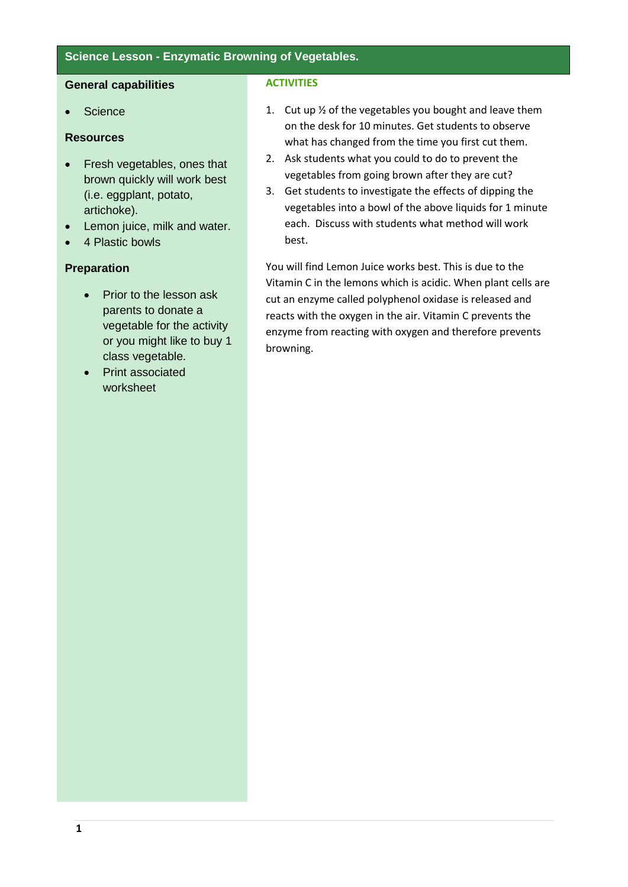# Science Lesson - Enzymatic Browning of Vegetables.

## General capabilities

- Science

## Resources

- Fresh vegetables, ones that brown quickly will work best (i.e. eggplant, potato, artichoke).
- Lemon juice, milk and water.
- 4 Plastic bowls

## Preparation

- Prior to the lesson ask parents to donate a vegetable for the activity or you might like to buy 1 class vegetable.
- Print associated worksheet

## ACTIVITIES

1. Cut up ½ of the vegetables you bought and leave them on the desk for 10 minutes. Get students to observe what has changed from the time you first cut them.
2. Ask students what you could to do to prevent the vegetables from going brown after they are cut?
3. Get students to investigate the effects of dipping the vegetables into a bowl of the above liquids for 1 minute each. Discuss with students what method will work best.

You will find Lemon Juice works best. This is due to the Vitamin C in the lemons which is acidic. When plant cells are cut an enzyme called polyphenol oxidase is released and reacts with the oxygen in the air. Vitamin C prevents the enzyme from reacting with oxygen and therefore prevents browning.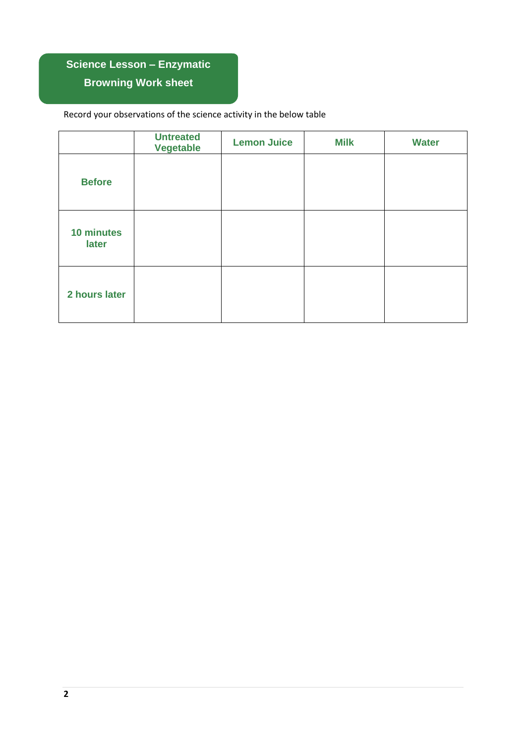# Science Lesson – Enzymatic Browning Work sheet

Record your observations of the science activity in the below table

| | Untreated Vegetable | Lemon Juice | Milk | Water |
|---|---|---|---|---|
| **Before** | | | | |
| **10 minutes later** | | | | |
| **2 hours later** | | | | |